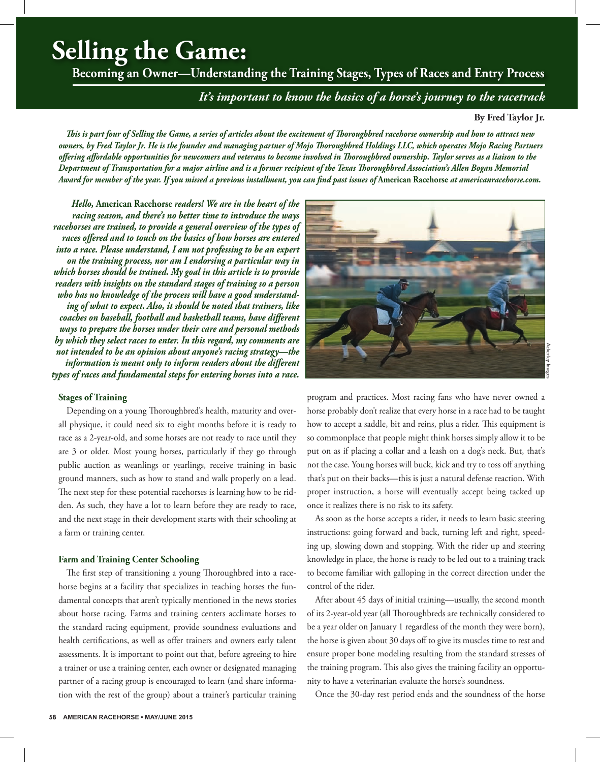# Selling the Game:

## Becoming an Owner—Understanding the Training Stages, Types of Races and Entry Process

*It's important to know the basics of a horse's journey to the racetrack*

**By Fred Taylor Jr.**

*This is part four of Selling the Game, a series of articles about the excitement of Thoroughbred racehorse ownership and how to attract new owners, by Fred Taylor Jr. He is the founder and managing partner of Mojo Thoroughbred Holdings LLC, which operates Mojo Racing Partners offering affordable opportunities for newcomers and veterans to become involved in Thoroughbred ownership. Taylor serves as a liaison to the Department of Transportation for a major airline and is a former recipient of the Texas Thoroughbred Association's Allen Bogan Memorial Award for member of the year. If you missed a previous installment, you can find past issues of* **American Racehorse** *at americanracehorse.com.*

***Hello,* American Racehorse *readers! We are in the heart of the racing season, and there's no better time to introduce the ways racehorses are trained, to provide a general overview of the types of races offered and to touch on the basics of how horses are entered into a race. Please understand, I am not professing to be an expert on the training process, nor am I endorsing a particular way in which horses should be trained. My goal in this article is to provide readers with insights on the standard stages of training so a person who has no knowledge of the process will have a good understanding of what to expect. Also, it should be noted that trainers, like coaches on baseball, football and basketball teams, have different ways to prepare the horses under their care and personal methods by which they select races to enter. In this regard, my comments are not intended to be an opinion about anyone's racing strategy—the information is meant only to inform readers about the different types of races and fundamental steps for entering horses into a race.***

Ackerley Images

### Stages of Training

Depending on a young Thoroughbred's health, maturity and overall physique, it could need six to eight months before it is ready to race as a 2-year-old, and some horses are not ready to race until they are 3 or older. Most young horses, particularly if they go through public auction as weanlings or yearlings, receive training in basic ground manners, such as how to stand and walk properly on a lead. The next step for these potential racehorses is learning how to be ridden. As such, they have a lot to learn before they are ready to race, and the next stage in their development starts with their schooling at a farm or training center.

### Farm and Training Center Schooling

The first step of transitioning a young Thoroughbred into a racehorse begins at a facility that specializes in teaching horses the fundamental concepts that aren't typically mentioned in the news stories about horse racing. Farms and training centers acclimate horses to the standard racing equipment, provide soundness evaluations and health certifications, as well as offer trainers and owners early talent assessments. It is important to point out that, before agreeing to hire a trainer or use a training center, each owner or designated managing partner of a racing group is encouraged to learn (and share information with the rest of the group) about a trainer's particular training program and practices. Most racing fans who have never owned a horse probably don't realize that every horse in a race had to be taught how to accept a saddle, bit and reins, plus a rider. This equipment is so commonplace that people might think horses simply allow it to be put on as if placing a collar and a leash on a dog's neck. But, that's not the case. Young horses will buck, kick and try to toss off anything that's put on their backs—this is just a natural defense reaction. With proper instruction, a horse will eventually accept being tacked up once it realizes there is no risk to its safety.

As soon as the horse accepts a rider, it needs to learn basic steering instructions: going forward and back, turning left and right, speeding up, slowing down and stopping. With the rider up and steering knowledge in place, the horse is ready to be led out to a training track to become familiar with galloping in the correct direction under the control of the rider.

After about 45 days of initial training—usually, the second month of its 2-year-old year (all Thoroughbreds are technically considered to be a year older on January 1 regardless of the month they were born), the horse is given about 30 days off to give its muscles time to rest and ensure proper bone modeling resulting from the standard stresses of the training program. This also gives the training facility an opportunity to have a veterinarian evaluate the horse's soundness.

Once the 30-day rest period ends and the soundness of the horse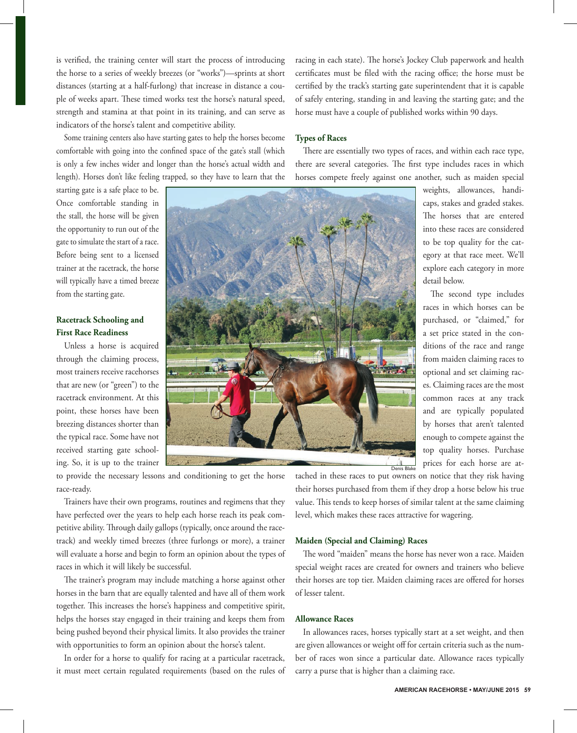is verified, the training center will start the process of introducing the horse to a series of weekly breezes (or "works")—sprints at short distances (starting at a half-furlong) that increase in distance a couple of weeks apart. These timed works test the horse's natural speed, strength and stamina at that point in its training, and can serve as indicators of the horse's talent and competitive ability.

Some training centers also have starting gates to help the horses become comfortable with going into the confined space of the gate's stall (which is only a few inches wider and longer than the horse's actual width and length). Horses don't like feeling trapped, so they have to learn that the starting gate is a safe place to be. Once comfortable standing in the stall, the horse will be given the opportunity to run out of the gate to simulate the start of a race. Before being sent to a licensed trainer at the racetrack, the horse will typically have a timed breeze from the starting gate.

### Racetrack Schooling and First Race Readiness

Unless a horse is acquired through the claiming process, most trainers receive racehorses that are new (or "green") to the racetrack environment. At this point, these horses have been breezing distances shorter than the typical race. Some have not received starting gate schooling. So, it is up to the trainer to provide the necessary lessons and conditioning to get the horse race-ready.

Trainers have their own programs, routines and regimens that they have perfected over the years to help each horse reach its peak competitive ability. Through daily gallops (typically, once around the racetrack) and weekly timed breezes (three furlongs or more), a trainer will evaluate a horse and begin to form an opinion about the types of races in which it will likely be successful.

The trainer's program may include matching a horse against other horses in the barn that are equally talented and have all of them work together. This increases the horse's happiness and competitive spirit, helps the horses stay engaged in their training and keeps them from being pushed beyond their physical limits. It also provides the trainer with opportunities to form an opinion about the horse's talent.

In order for a horse to qualify for racing at a particular racetrack, it must meet certain regulated requirements (based on the rules of racing in each state). The horse's Jockey Club paperwork and health certificates must be filed with the racing office; the horse must be certified by the track's starting gate superintendent that it is capable of safely entering, standing in and leaving the starting gate; and the horse must have a couple of published works within 90 days.

Denis Blake

### Types of Races

There are essentially two types of races, and within each race type, there are several categories. The first type includes races in which horses compete freely against one another, such as maiden special weights, allowances, handicaps, stakes and graded stakes. The horses that are entered into these races are considered to be top quality for the category at that race meet. We'll explore each category in more detail below.

The second type includes races in which horses can be purchased, or "claimed," for a set price stated in the conditions of the race and range from maiden claiming races to optional and set claiming races. Claiming races are the most common races at any track and are typically populated by horses that aren't talented enough to compete against the top quality horses. Purchase prices for each horse are attached in these races to put owners on notice that they risk having their horses purchased from them if they drop a horse below his true value. This tends to keep horses of similar talent at the same claiming level, which makes these races attractive for wagering.

### Maiden (Special and Claiming) Races

The word "maiden" means the horse has never won a race. Maiden special weight races are created for owners and trainers who believe their horses are top tier. Maiden claiming races are offered for horses of lesser talent.

### Allowance Races

In allowances races, horses typically start at a set weight, and then are given allowances or weight off for certain criteria such as the number of races won since a particular date. Allowance races typically carry a purse that is higher than a claiming race.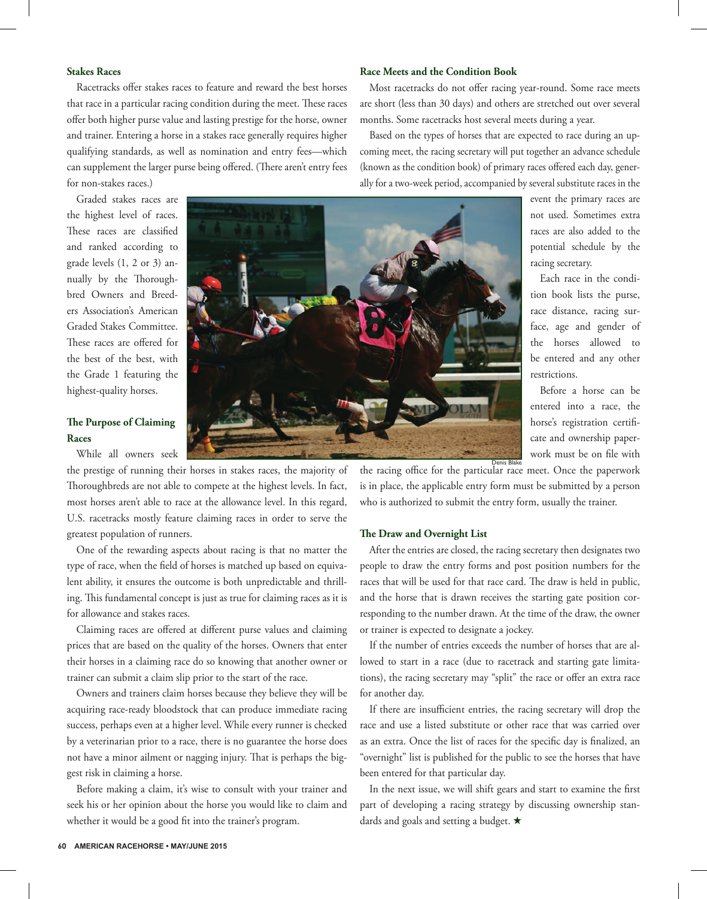### Stakes Races

Racetracks offer stakes races to feature and reward the best horses that race in a particular racing condition during the meet. These races offer both higher purse value and lasting prestige for the horse, owner and trainer. Entering a horse in a stakes race generally requires higher qualifying standards, as well as nomination and entry fees—which can supplement the larger purse being offered. (There aren't entry fees for non-stakes races.)

Graded stakes races are the highest level of races. These races are classified and ranked according to grade levels (1, 2 or 3) annually by the Thoroughbred Owners and Breeders Association's American Graded Stakes Committee. These races are offered for the best of the best, with the Grade 1 featuring the highest-quality horses.

### The Purpose of Claiming Races

While all owners seek the prestige of running their horses in stakes races, the majority of Thoroughbreds are not able to compete at the highest levels. In fact, most horses aren't able to race at the allowance level. In this regard, U.S. racetracks mostly feature claiming races in order to serve the greatest population of runners.

One of the rewarding aspects about racing is that no matter the type of race, when the field of horses is matched up based on equivalent ability, it ensures the outcome is both unpredictable and thrilling. This fundamental concept is just as true for claiming races as it is for allowance and stakes races.

Claiming races are offered at different purse values and claiming prices that are based on the quality of the horses. Owners that enter their horses in a claiming race do so knowing that another owner or trainer can submit a claim slip prior to the start of the race.

Owners and trainers claim horses because they believe they will be acquiring race-ready bloodstock that can produce immediate racing success, perhaps even at a higher level. While every runner is checked by a veterinarian prior to a race, there is no guarantee the horse does not have a minor ailment or nagging injury. That is perhaps the biggest risk in claiming a horse.

Before making a claim, it's wise to consult with your trainer and seek his or her opinion about the horse you would like to claim and whether it would be a good fit into the trainer's program.

### Race Meets and the Condition Book

Most racetracks do not offer racing year-round. Some race meets are short (less than 30 days) and others are stretched out over several months. Some racetracks host several meets during a year.

Based on the types of horses that are expected to race during an upcoming meet, the racing secretary will put together an advance schedule (known as the condition book) of primary races offered each day, generally for a two-week period, accompanied by several substitute races in the event the primary races are not used. Sometimes extra races are also added to the potential schedule by the racing secretary.

Each race in the condition book lists the purse, race distance, racing surface, age and gender of the horses allowed to be entered and any other restrictions.

Before a horse can be entered into a race, the horse's registration certificate and ownership paperwork must be on file with the racing office for the particular race meet. Once the paperwork is in place, the applicable entry form must be submitted by a person who is authorized to submit the entry form, usually the trainer.

Denis Blake

### The Draw and Overnight List

After the entries are closed, the racing secretary then designates two people to draw the entry forms and post position numbers for the races that will be used for that race card. The draw is held in public, and the horse that is drawn receives the starting gate position corresponding to the number drawn. At the time of the draw, the owner or trainer is expected to designate a jockey.

If the number of entries exceeds the number of horses that are allowed to start in a race (due to racetrack and starting gate limitations), the racing secretary may "split" the race or offer an extra race for another day.

If there are insufficient entries, the racing secretary will drop the race and use a listed substitute or other race that was carried over as an extra. Once the list of races for the specific day is finalized, an "overnight" list is published for the public to see the horses that have been entered for that particular day.

In the next issue, we will shift gears and start to examine the first part of developing a racing strategy by discussing ownership standards and goals and setting a budget. ★